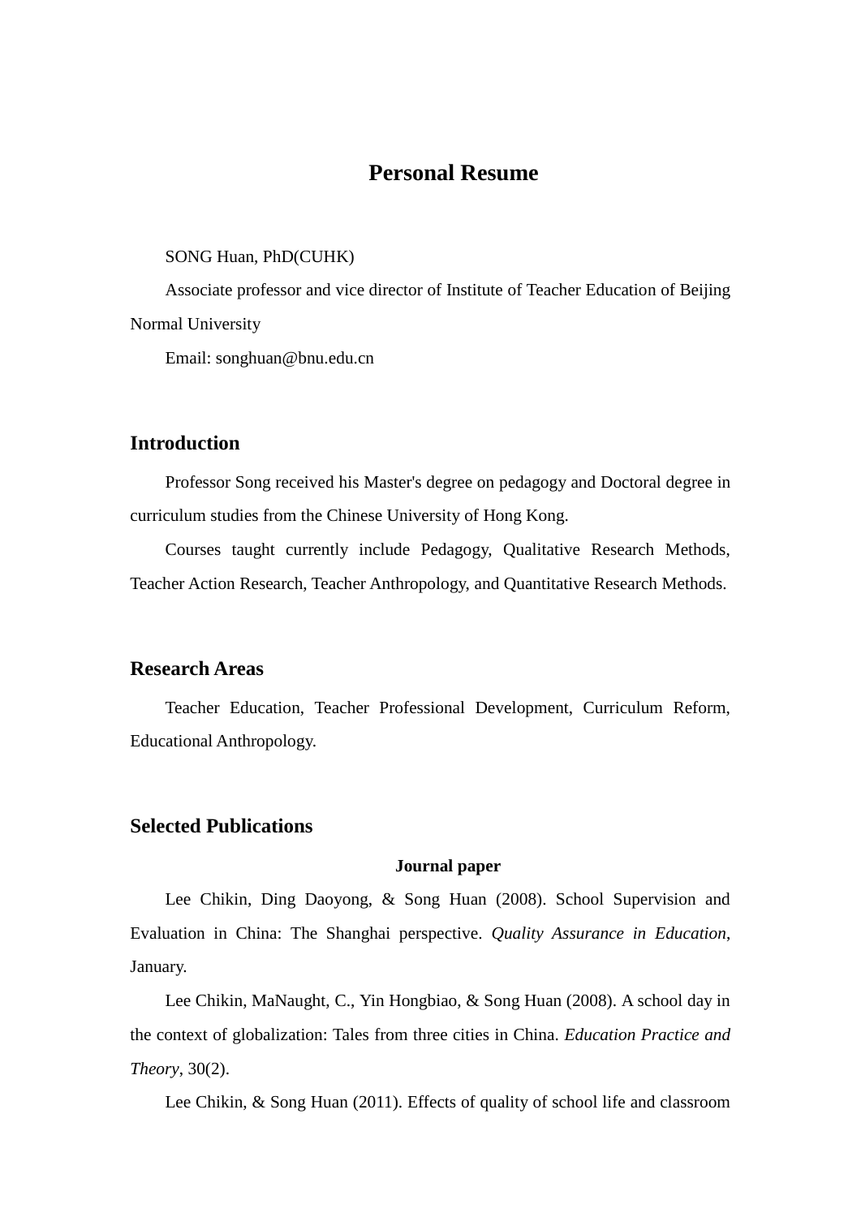# Personal Resume

SONG Huan, PhD(CUHK)

Associate professor and vice director of Institute of Teacher Education of Beijing Normal University

Email: songhuan@bnu.edu.cn

## Introduction

Professor Song received his Master's degree on pedagogy and Doctoral degree in curriculum studies from the Chinese University of Hong Kong.

Courses taught currently include Pedagogy, Qualitative Research Methods, Teacher Action Research, Teacher Anthropology, and Quantitative Research Methods.

## Research Areas

Teacher Education, Teacher Professional Development, Curriculum Reform, Educational Anthropology.

## Selected Publications

### Journal paper

Lee Chikin, Ding Daoyong, & Song Huan (2008). School Supervision and Evaluation in China: The Shanghai perspective. *Quality Assurance in Education*, January.

Lee Chikin, MaNaught, C., Yin Hongbiao, & Song Huan (2008). A school day in the context of globalization: Tales from three cities in China. *Education Practice and Theory*, 30(2).

Lee Chikin, & Song Huan (2011). Effects of quality of school life and classroom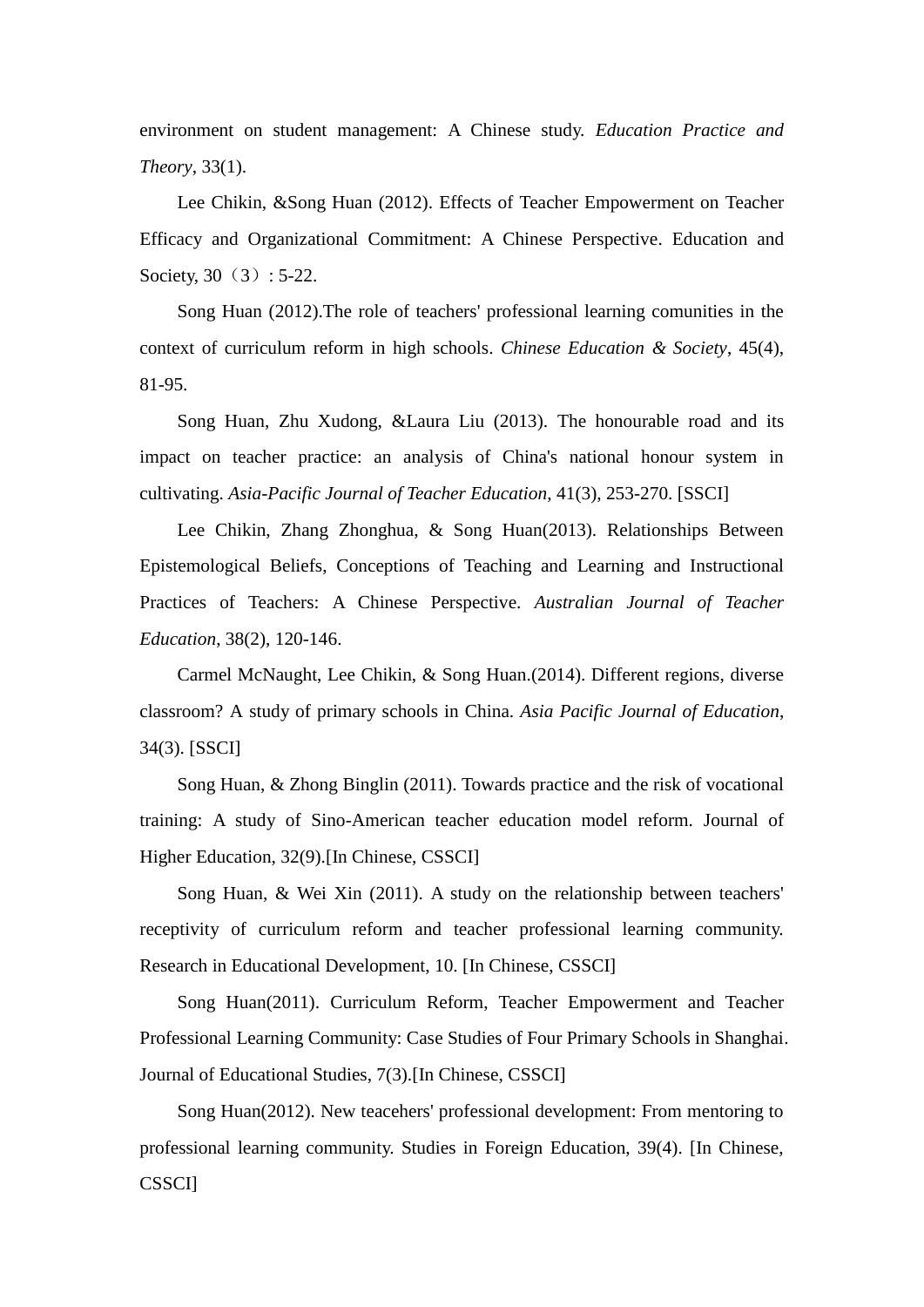environment on student management: A Chinese study. *Education Practice and Theory*, 33(1).

Lee Chikin, &Song Huan (2012). Effects of Teacher Empowerment on Teacher Efficacy and Organizational Commitment: A Chinese Perspective. Education and Society, 30（3）: 5-22.

Song Huan (2012).The role of teachers' professional learning comunities in the context of curriculum reform in high schools. *Chinese Education & Society*, 45(4), 81-95.

Song Huan, Zhu Xudong, &Laura Liu (2013). The honourable road and its impact on teacher practice: an analysis of China's national honour system in cultivating. *Asia-Pacific Journal of Teacher Education*, 41(3), 253-270. [SSCI]

Lee Chikin, Zhang Zhonghua, & Song Huan(2013). Relationships Between Epistemological Beliefs, Conceptions of Teaching and Learning and Instructional Practices of Teachers: A Chinese Perspective. *Australian Journal of Teacher Education*, 38(2), 120-146.

Carmel McNaught, Lee Chikin, & Song Huan.(2014). Different regions, diverse classroom? A study of primary schools in China. *Asia Pacific Journal of Education*, 34(3). [SSCI]

Song Huan, & Zhong Binglin (2011). Towards practice and the risk of vocational training: A study of Sino-American teacher education model reform. Journal of Higher Education, 32(9).[In Chinese, CSSCI]

Song Huan, & Wei Xin (2011). A study on the relationship between teachers' receptivity of curriculum reform and teacher professional learning community. Research in Educational Development, 10. [In Chinese, CSSCI]

Song Huan(2011). Curriculum Reform, Teacher Empowerment and Teacher Professional Learning Community: Case Studies of Four Primary Schools in Shanghai. Journal of Educational Studies, 7(3).[In Chinese, CSSCI]

Song Huan(2012). New teacehers' professional development: From mentoring to professional learning community. Studies in Foreign Education, 39(4). [In Chinese, CSSCI]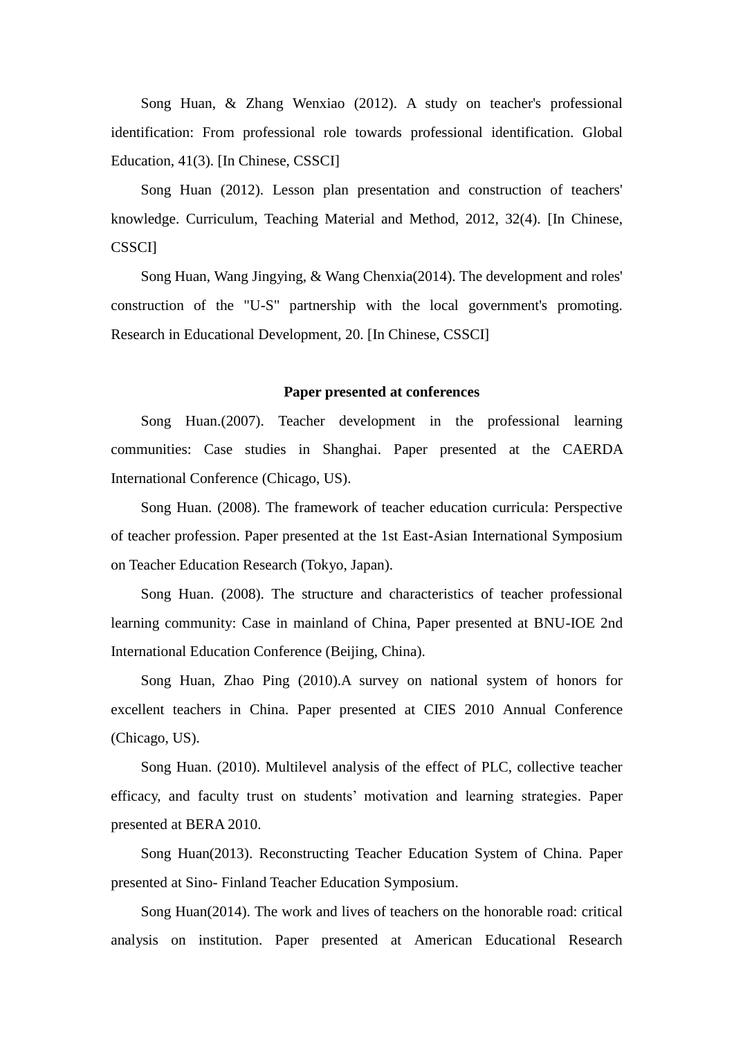Song Huan, & Zhang Wenxiao (2012). A study on teacher's professional identification: From professional role towards professional identification. Global Education, 41(3). [In Chinese, CSSCI]

Song Huan (2012). Lesson plan presentation and construction of teachers' knowledge. Curriculum, Teaching Material and Method, 2012, 32(4). [In Chinese, CSSCI]

Song Huan, Wang Jingying, & Wang Chenxia(2014). The development and roles' construction of the "U-S" partnership with the local government's promoting. Research in Educational Development, 20. [In Chinese, CSSCI]

### Paper presented at conferences

Song Huan.(2007). Teacher development in the professional learning communities: Case studies in Shanghai. Paper presented at the CAERDA International Conference (Chicago, US).

Song Huan. (2008). The framework of teacher education curricula: Perspective of teacher profession. Paper presented at the 1st East-Asian International Symposium on Teacher Education Research (Tokyo, Japan).

Song Huan. (2008). The structure and characteristics of teacher professional learning community: Case in mainland of China, Paper presented at BNU-IOE 2nd International Education Conference (Beijing, China).

Song Huan, Zhao Ping (2010).A survey on national system of honors for excellent teachers in China. Paper presented at CIES 2010 Annual Conference (Chicago, US).

Song Huan. (2010). Multilevel analysis of the effect of PLC, collective teacher efficacy, and faculty trust on students' motivation and learning strategies. Paper presented at BERA 2010.

Song Huan(2013). Reconstructing Teacher Education System of China. Paper presented at Sino- Finland Teacher Education Symposium.

Song Huan(2014). The work and lives of teachers on the honorable road: critical analysis on institution. Paper presented at American Educational Research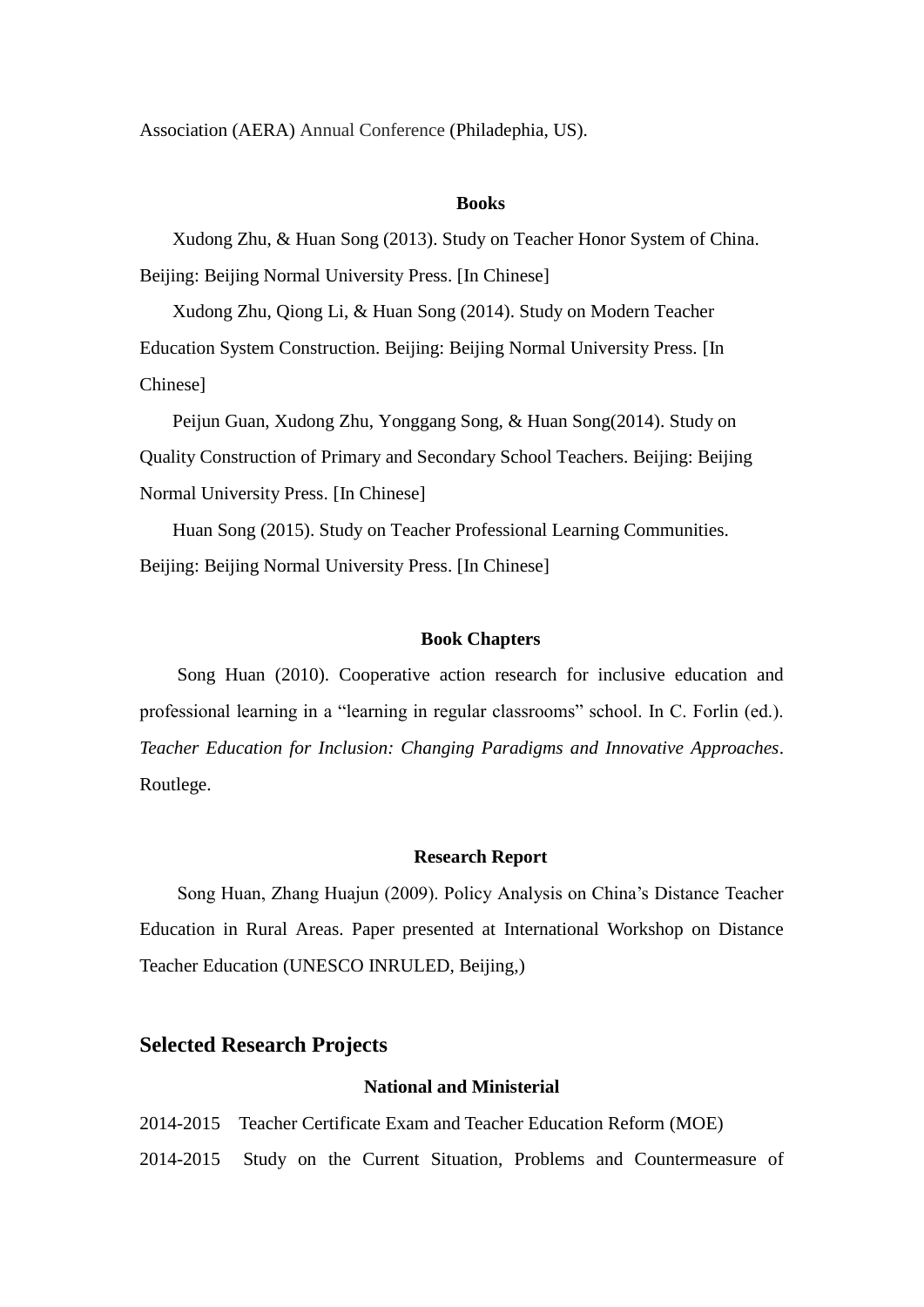Association (AERA) Annual Conference (Philadephia, US).

**Books**

Xudong Zhu, & Huan Song (2013). Study on Teacher Honor System of China. Beijing: Beijing Normal University Press. [In Chinese]

Xudong Zhu, Qiong Li, & Huan Song (2014). Study on Modern Teacher Education System Construction. Beijing: Beijing Normal University Press. [In Chinese]

Peijun Guan, Xudong Zhu, Yonggang Song, & Huan Song(2014). Study on Quality Construction of Primary and Secondary School Teachers. Beijing: Beijing Normal University Press. [In Chinese]

Huan Song (2015). Study on Teacher Professional Learning Communities. Beijing: Beijing Normal University Press. [In Chinese]

**Book Chapters**

Song Huan (2010). Cooperative action research for inclusive education and professional learning in a "learning in regular classrooms" school. In C. Forlin (ed.). *Teacher Education for Inclusion: Changing Paradigms and Innovative Approaches*. Routlege.

**Research Report**

Song Huan, Zhang Huajun (2009). Policy Analysis on China's Distance Teacher Education in Rural Areas. Paper presented at International Workshop on Distance Teacher Education (UNESCO INRULED, Beijing,)

## Selected Research Projects

**National and Ministerial**

2014-2015 Teacher Certificate Exam and Teacher Education Reform (MOE)

2014-2015 Study on the Current Situation, Problems and Countermeasure of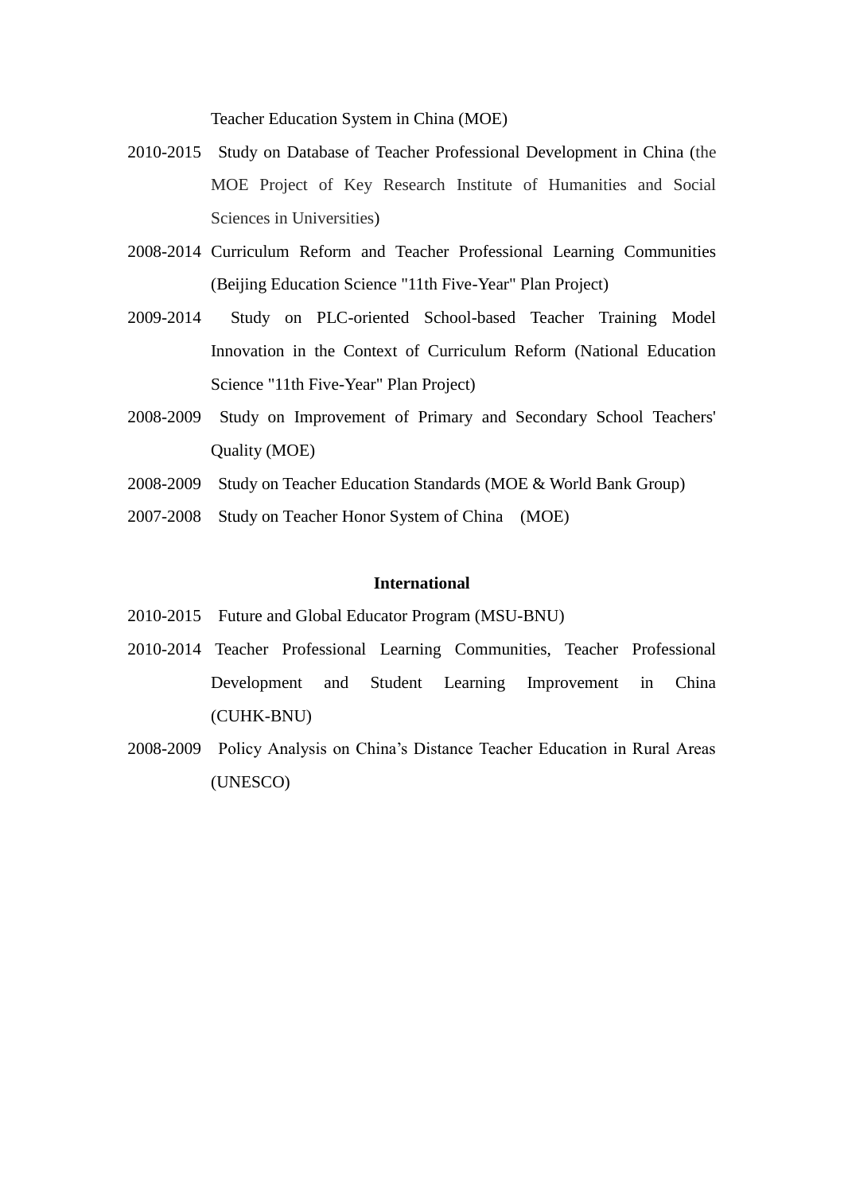Teacher Education System in China (MOE)

2010-2015 Study on Database of Teacher Professional Development in China (the MOE Project of Key Research Institute of Humanities and Social Sciences in Universities)

2008-2014 Curriculum Reform and Teacher Professional Learning Communities (Beijing Education Science "11th Five-Year" Plan Project)

2009-2014 Study on PLC-oriented School-based Teacher Training Model Innovation in the Context of Curriculum Reform (National Education Science "11th Five-Year" Plan Project)

2008-2009 Study on Improvement of Primary and Secondary School Teachers' Quality (MOE)

2008-2009 Study on Teacher Education Standards (MOE & World Bank Group)

2007-2008 Study on Teacher Honor System of China (MOE)

**International**

2010-2015 Future and Global Educator Program (MSU-BNU)

2010-2014 Teacher Professional Learning Communities, Teacher Professional Development and Student Learning Improvement in China (CUHK-BNU)

2008-2009 Policy Analysis on China's Distance Teacher Education in Rural Areas (UNESCO)